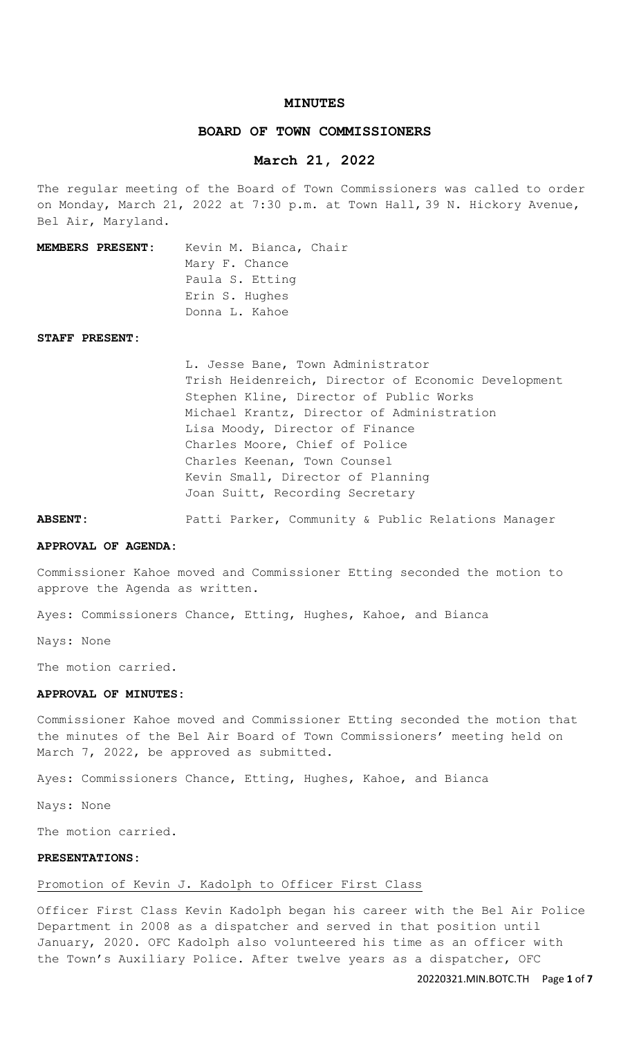# MINUTES

## BOARD OF TOWN COMMISSIONERS

### March 21, 2022

The regular meeting of the Board of Town Commissioners was called to order on Monday, March 21, 2022 at 7:30 p.m. at Town Hall, 39 N. Hickory Avenue, Bel Air, Maryland.

**MEMBERS PRESENT:** Kevin M. Bianca, Chair
Mary F. Chance
Paula S. Etting
Erin S. Hughes
Donna L. Kahoe

**STAFF PRESENT:**

L. Jesse Bane, Town Administrator
Trish Heidenreich, Director of Economic Development
Stephen Kline, Director of Public Works
Michael Krantz, Director of Administration
Lisa Moody, Director of Finance
Charles Moore, Chief of Police
Charles Keenan, Town Counsel
Kevin Small, Director of Planning
Joan Suitt, Recording Secretary

**ABSENT:** Patti Parker, Community & Public Relations Manager

**APPROVAL OF AGENDA:**

Commissioner Kahoe moved and Commissioner Etting seconded the motion to approve the Agenda as written.

Ayes: Commissioners Chance, Etting, Hughes, Kahoe, and Bianca

Nays: None

The motion carried.

**APPROVAL OF MINUTES:**

Commissioner Kahoe moved and Commissioner Etting seconded the motion that the minutes of the Bel Air Board of Town Commissioners' meeting held on March 7, 2022, be approved as submitted.

Ayes: Commissioners Chance, Etting, Hughes, Kahoe, and Bianca

Nays: None

The motion carried.

**PRESENTATIONS:**

Promotion of Kevin J. Kadolph to Officer First Class

Officer First Class Kevin Kadolph began his career with the Bel Air Police Department in 2008 as a dispatcher and served in that position until January, 2020. OFC Kadolph also volunteered his time as an officer with the Town's Auxiliary Police. After twelve years as a dispatcher, OFC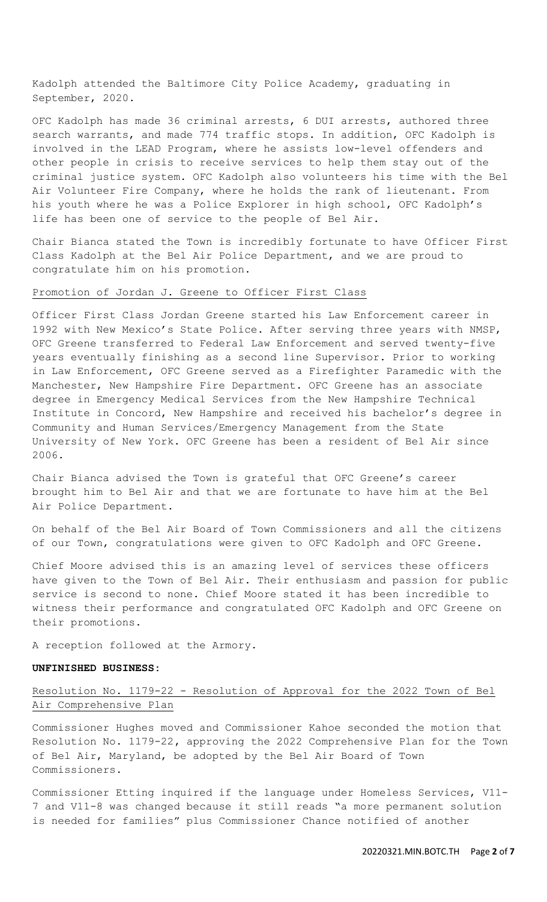Kadolph attended the Baltimore City Police Academy, graduating in September, 2020.

OFC Kadolph has made 36 criminal arrests, 6 DUI arrests, authored three search warrants, and made 774 traffic stops. In addition, OFC Kadolph is involved in the LEAD Program, where he assists low-level offenders and other people in crisis to receive services to help them stay out of the criminal justice system. OFC Kadolph also volunteers his time with the Bel Air Volunteer Fire Company, where he holds the rank of lieutenant. From his youth where he was a Police Explorer in high school, OFC Kadolph's life has been one of service to the people of Bel Air.

Chair Bianca stated the Town is incredibly fortunate to have Officer First Class Kadolph at the Bel Air Police Department, and we are proud to congratulate him on his promotion.

Promotion of Jordan J. Greene to Officer First Class

Officer First Class Jordan Greene started his Law Enforcement career in 1992 with New Mexico's State Police. After serving three years with NMSP, OFC Greene transferred to Federal Law Enforcement and served twenty-five years eventually finishing as a second line Supervisor. Prior to working in Law Enforcement, OFC Greene served as a Firefighter Paramedic with the Manchester, New Hampshire Fire Department. OFC Greene has an associate degree in Emergency Medical Services from the New Hampshire Technical Institute in Concord, New Hampshire and received his bachelor's degree in Community and Human Services/Emergency Management from the State University of New York. OFC Greene has been a resident of Bel Air since 2006.

Chair Bianca advised the Town is grateful that OFC Greene's career brought him to Bel Air and that we are fortunate to have him at the Bel Air Police Department.

On behalf of the Bel Air Board of Town Commissioners and all the citizens of our Town, congratulations were given to OFC Kadolph and OFC Greene.

Chief Moore advised this is an amazing level of services these officers have given to the Town of Bel Air. Their enthusiasm and passion for public service is second to none. Chief Moore stated it has been incredible to witness their performance and congratulated OFC Kadolph and OFC Greene on their promotions.

A reception followed at the Armory.

**UNFINISHED BUSINESS:**

Resolution No. 1179-22 - Resolution of Approval for the 2022 Town of Bel Air Comprehensive Plan

Commissioner Hughes moved and Commissioner Kahoe seconded the motion that Resolution No. 1179-22, approving the 2022 Comprehensive Plan for the Town of Bel Air, Maryland, be adopted by the Bel Air Board of Town Commissioners.

Commissioner Etting inquired if the language under Homeless Services, V11-7 and V11-8 was changed because it still reads "a more permanent solution is needed for families" plus Commissioner Chance notified of another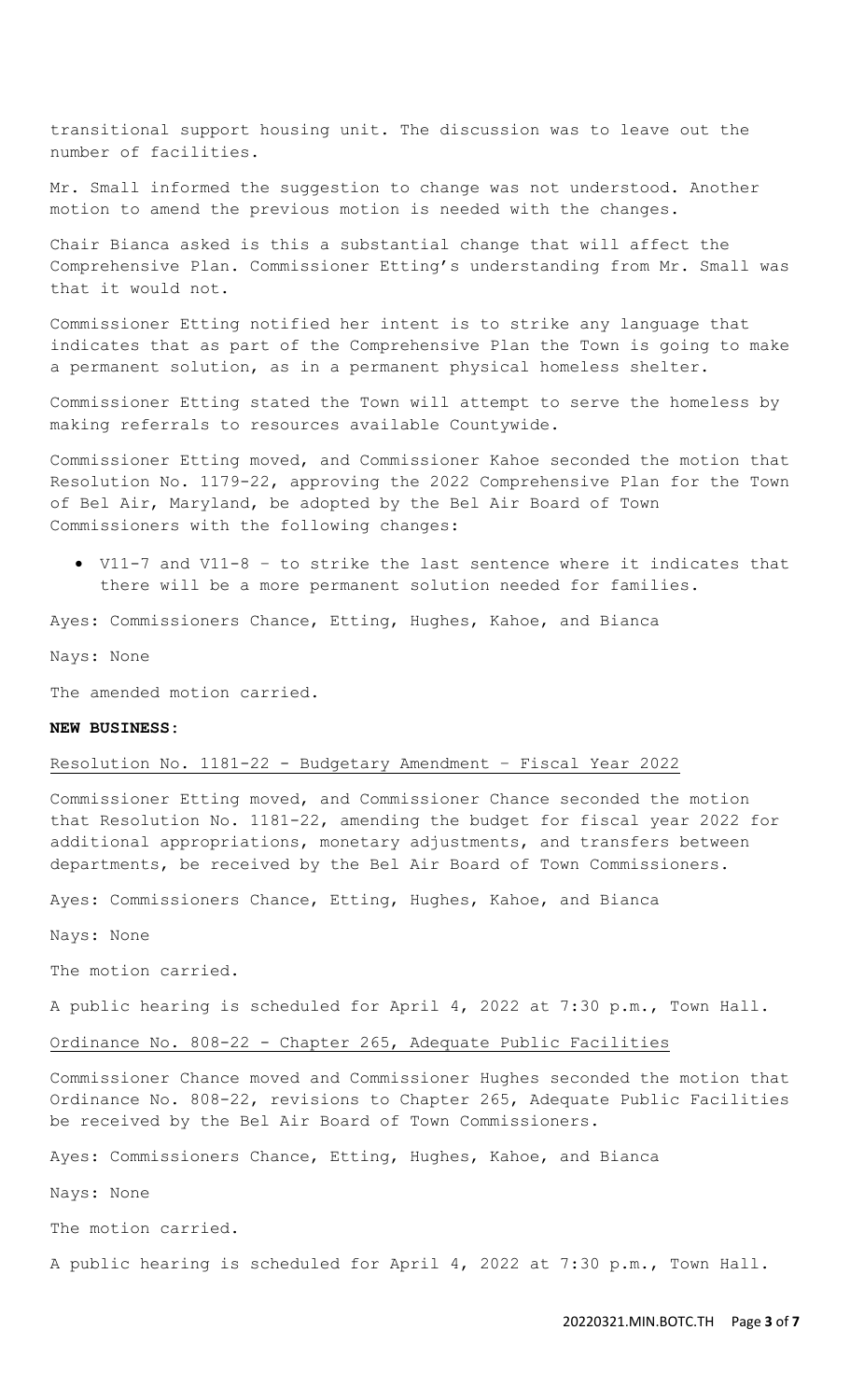transitional support housing unit. The discussion was to leave out the number of facilities.

Mr. Small informed the suggestion to change was not understood. Another motion to amend the previous motion is needed with the changes.

Chair Bianca asked is this a substantial change that will affect the Comprehensive Plan. Commissioner Etting's understanding from Mr. Small was that it would not.

Commissioner Etting notified her intent is to strike any language that indicates that as part of the Comprehensive Plan the Town is going to make a permanent solution, as in a permanent physical homeless shelter.

Commissioner Etting stated the Town will attempt to serve the homeless by making referrals to resources available Countywide.

Commissioner Etting moved, and Commissioner Kahoe seconded the motion that Resolution No. 1179-22, approving the 2022 Comprehensive Plan for the Town of Bel Air, Maryland, be adopted by the Bel Air Board of Town Commissioners with the following changes:

- V11-7 and V11-8 – to strike the last sentence where it indicates that there will be a more permanent solution needed for families.

Ayes: Commissioners Chance, Etting, Hughes, Kahoe, and Bianca

Nays: None

The amended motion carried.

**NEW BUSINESS:**

Resolution No. 1181-22 - Budgetary Amendment – Fiscal Year 2022

Commissioner Etting moved, and Commissioner Chance seconded the motion that Resolution No. 1181-22, amending the budget for fiscal year 2022 for additional appropriations, monetary adjustments, and transfers between departments, be received by the Bel Air Board of Town Commissioners.

Ayes: Commissioners Chance, Etting, Hughes, Kahoe, and Bianca

Nays: None

The motion carried.

A public hearing is scheduled for April 4, 2022 at 7:30 p.m., Town Hall.

Ordinance No. 808-22 - Chapter 265, Adequate Public Facilities

Commissioner Chance moved and Commissioner Hughes seconded the motion that Ordinance No. 808-22, revisions to Chapter 265, Adequate Public Facilities be received by the Bel Air Board of Town Commissioners.

Ayes: Commissioners Chance, Etting, Hughes, Kahoe, and Bianca

Nays: None

The motion carried.

A public hearing is scheduled for April 4, 2022 at 7:30 p.m., Town Hall.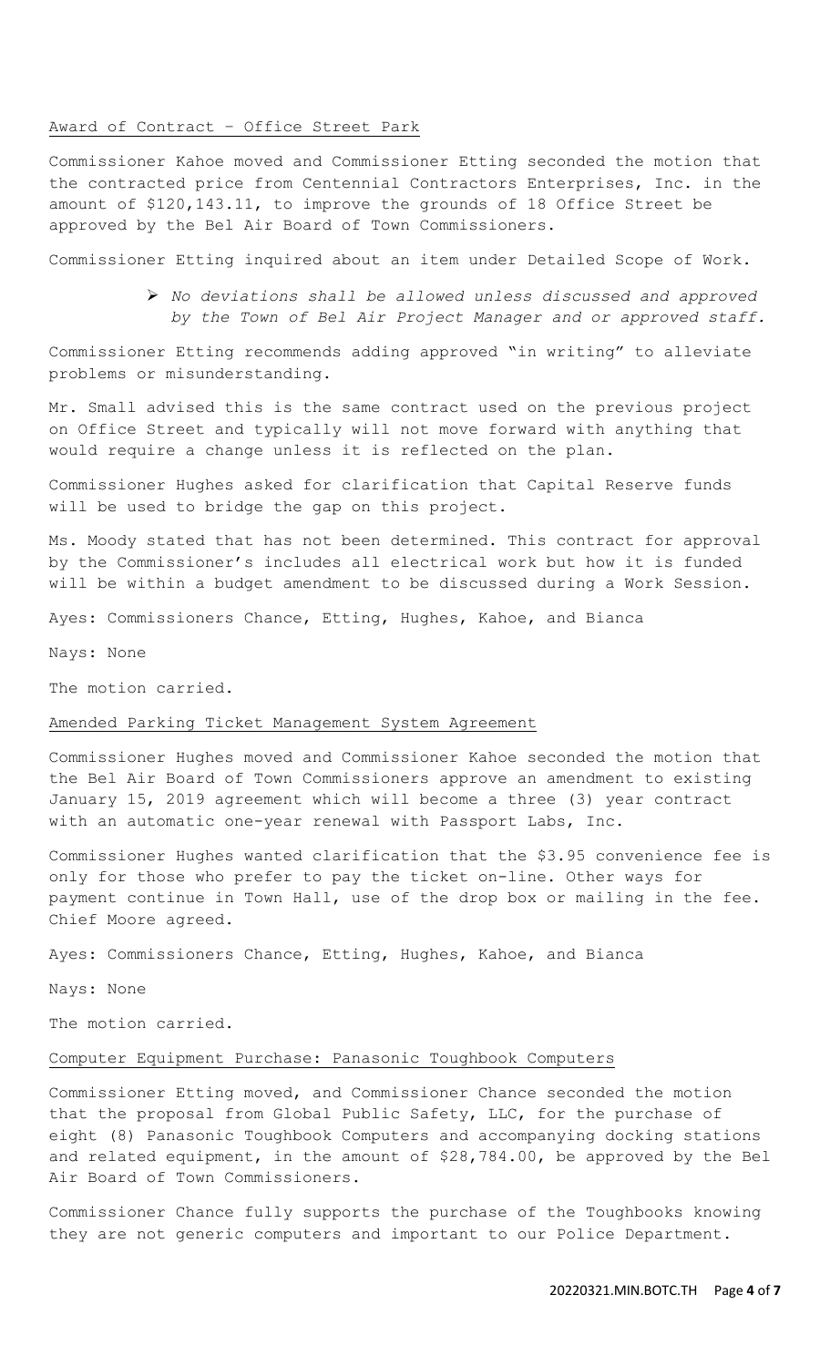Award of Contract – Office Street Park

Commissioner Kahoe moved and Commissioner Etting seconded the motion that the contracted price from Centennial Contractors Enterprises, Inc. in the amount of $120,143.11, to improve the grounds of 18 Office Street be approved by the Bel Air Board of Town Commissioners.

Commissioner Etting inquired about an item under Detailed Scope of Work.

- *No deviations shall be allowed unless discussed and approved by the Town of Bel Air Project Manager and or approved staff.*

Commissioner Etting recommends adding approved "in writing" to alleviate problems or misunderstanding.

Mr. Small advised this is the same contract used on the previous project on Office Street and typically will not move forward with anything that would require a change unless it is reflected on the plan.

Commissioner Hughes asked for clarification that Capital Reserve funds will be used to bridge the gap on this project.

Ms. Moody stated that has not been determined. This contract for approval by the Commissioner's includes all electrical work but how it is funded will be within a budget amendment to be discussed during a Work Session.

Ayes: Commissioners Chance, Etting, Hughes, Kahoe, and Bianca

Nays: None

The motion carried.

Amended Parking Ticket Management System Agreement

Commissioner Hughes moved and Commissioner Kahoe seconded the motion that the Bel Air Board of Town Commissioners approve an amendment to existing January 15, 2019 agreement which will become a three (3) year contract with an automatic one-year renewal with Passport Labs, Inc.

Commissioner Hughes wanted clarification that the $3.95 convenience fee is only for those who prefer to pay the ticket on-line. Other ways for payment continue in Town Hall, use of the drop box or mailing in the fee. Chief Moore agreed.

Ayes: Commissioners Chance, Etting, Hughes, Kahoe, and Bianca

Nays: None

The motion carried.

Computer Equipment Purchase: Panasonic Toughbook Computers

Commissioner Etting moved, and Commissioner Chance seconded the motion that the proposal from Global Public Safety, LLC, for the purchase of eight (8) Panasonic Toughbook Computers and accompanying docking stations and related equipment, in the amount of $28,784.00, be approved by the Bel Air Board of Town Commissioners.

Commissioner Chance fully supports the purchase of the Toughbooks knowing they are not generic computers and important to our Police Department.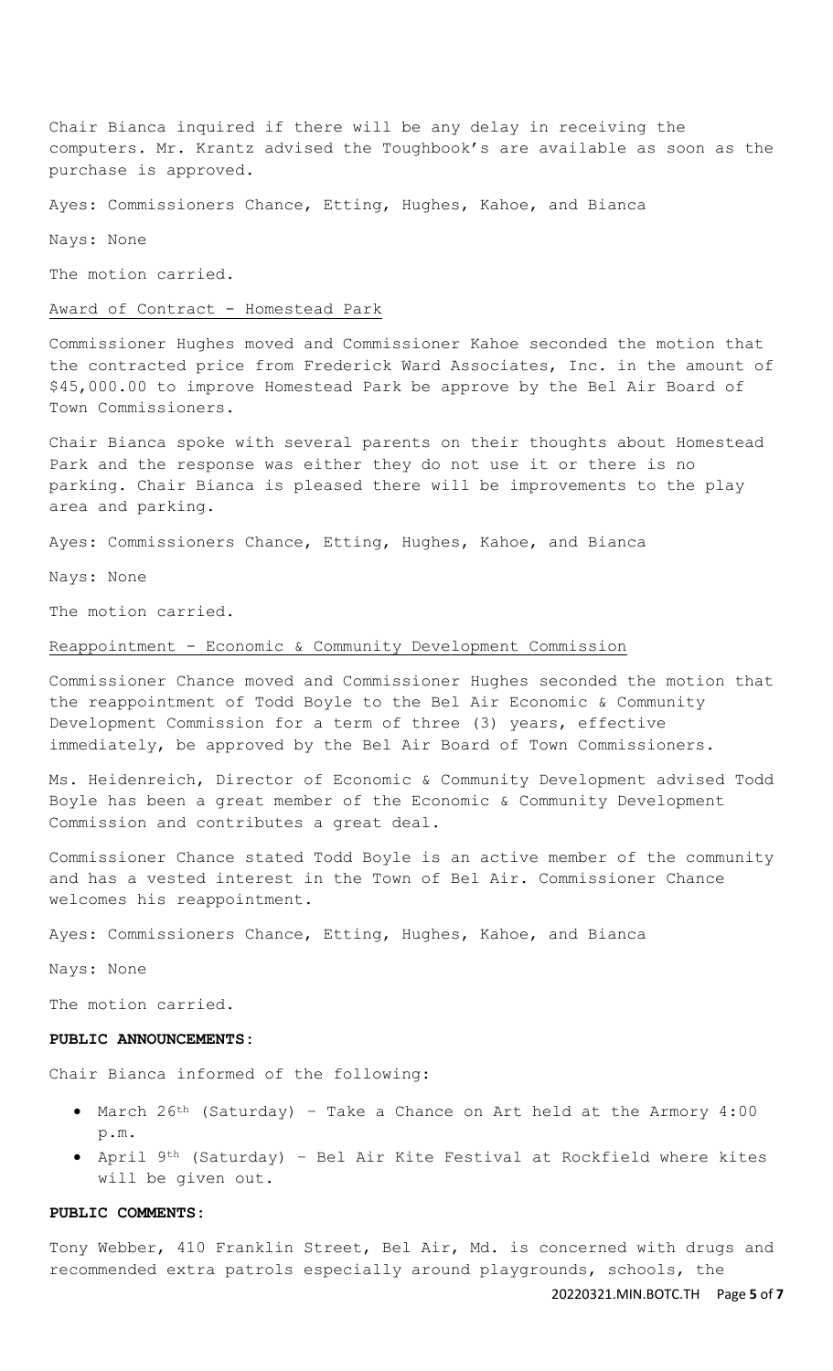Chair Bianca inquired if there will be any delay in receiving the computers. Mr. Krantz advised the Toughbook's are available as soon as the purchase is approved.

Ayes: Commissioners Chance, Etting, Hughes, Kahoe, and Bianca

Nays: None

The motion carried.

Award of Contract - Homestead Park

Commissioner Hughes moved and Commissioner Kahoe seconded the motion that the contracted price from Frederick Ward Associates, Inc. in the amount of $45,000.00 to improve Homestead Park be approve by the Bel Air Board of Town Commissioners.

Chair Bianca spoke with several parents on their thoughts about Homestead Park and the response was either they do not use it or there is no parking. Chair Bianca is pleased there will be improvements to the play area and parking.

Ayes: Commissioners Chance, Etting, Hughes, Kahoe, and Bianca

Nays: None

The motion carried.

Reappointment - Economic & Community Development Commission

Commissioner Chance moved and Commissioner Hughes seconded the motion that the reappointment of Todd Boyle to the Bel Air Economic & Community Development Commission for a term of three (3) years, effective immediately, be approved by the Bel Air Board of Town Commissioners.

Ms. Heidenreich, Director of Economic & Community Development advised Todd Boyle has been a great member of the Economic & Community Development Commission and contributes a great deal.

Commissioner Chance stated Todd Boyle is an active member of the community and has a vested interest in the Town of Bel Air. Commissioner Chance welcomes his reappointment.

Ayes: Commissioners Chance, Etting, Hughes, Kahoe, and Bianca

Nays: None

The motion carried.

**PUBLIC ANNOUNCEMENTS:**

Chair Bianca informed of the following:

- March 26th (Saturday) – Take a Chance on Art held at the Armory 4:00 p.m.
- April 9th (Saturday) – Bel Air Kite Festival at Rockfield where kites will be given out.

**PUBLIC COMMENTS:**

Tony Webber, 410 Franklin Street, Bel Air, Md. is concerned with drugs and recommended extra patrols especially around playgrounds, schools, the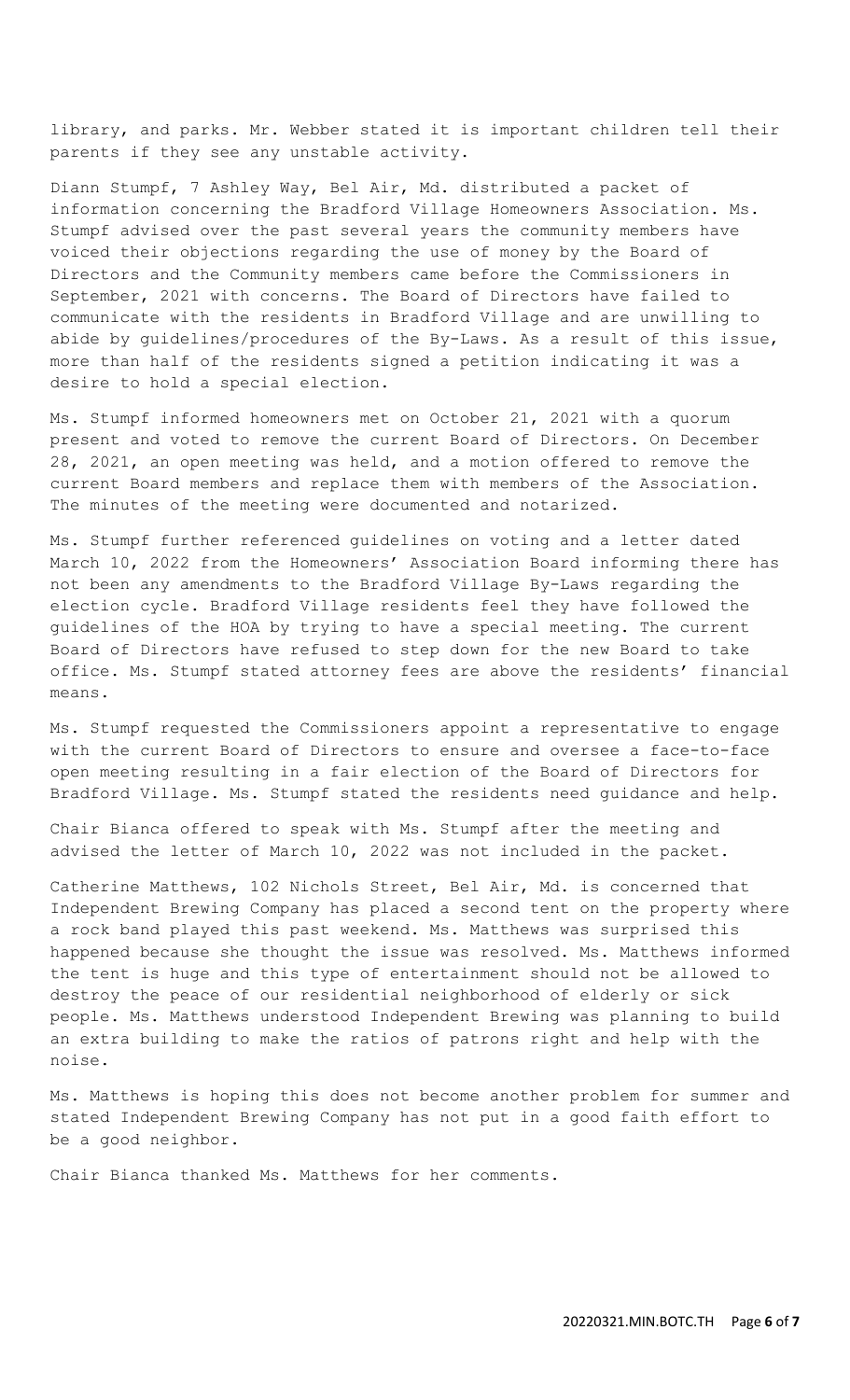library, and parks. Mr. Webber stated it is important children tell their parents if they see any unstable activity.

Diann Stumpf, 7 Ashley Way, Bel Air, Md. distributed a packet of information concerning the Bradford Village Homeowners Association. Ms. Stumpf advised over the past several years the community members have voiced their objections regarding the use of money by the Board of Directors and the Community members came before the Commissioners in September, 2021 with concerns. The Board of Directors have failed to communicate with the residents in Bradford Village and are unwilling to abide by guidelines/procedures of the By-Laws. As a result of this issue, more than half of the residents signed a petition indicating it was a desire to hold a special election.

Ms. Stumpf informed homeowners met on October 21, 2021 with a quorum present and voted to remove the current Board of Directors. On December 28, 2021, an open meeting was held, and a motion offered to remove the current Board members and replace them with members of the Association. The minutes of the meeting were documented and notarized.

Ms. Stumpf further referenced guidelines on voting and a letter dated March 10, 2022 from the Homeowners' Association Board informing there has not been any amendments to the Bradford Village By-Laws regarding the election cycle. Bradford Village residents feel they have followed the guidelines of the HOA by trying to have a special meeting. The current Board of Directors have refused to step down for the new Board to take office. Ms. Stumpf stated attorney fees are above the residents' financial means.

Ms. Stumpf requested the Commissioners appoint a representative to engage with the current Board of Directors to ensure and oversee a face-to-face open meeting resulting in a fair election of the Board of Directors for Bradford Village. Ms. Stumpf stated the residents need guidance and help.

Chair Bianca offered to speak with Ms. Stumpf after the meeting and advised the letter of March 10, 2022 was not included in the packet.

Catherine Matthews, 102 Nichols Street, Bel Air, Md. is concerned that Independent Brewing Company has placed a second tent on the property where a rock band played this past weekend. Ms. Matthews was surprised this happened because she thought the issue was resolved. Ms. Matthews informed the tent is huge and this type of entertainment should not be allowed to destroy the peace of our residential neighborhood of elderly or sick people. Ms. Matthews understood Independent Brewing was planning to build an extra building to make the ratios of patrons right and help with the noise.

Ms. Matthews is hoping this does not become another problem for summer and stated Independent Brewing Company has not put in a good faith effort to be a good neighbor.

Chair Bianca thanked Ms. Matthews for her comments.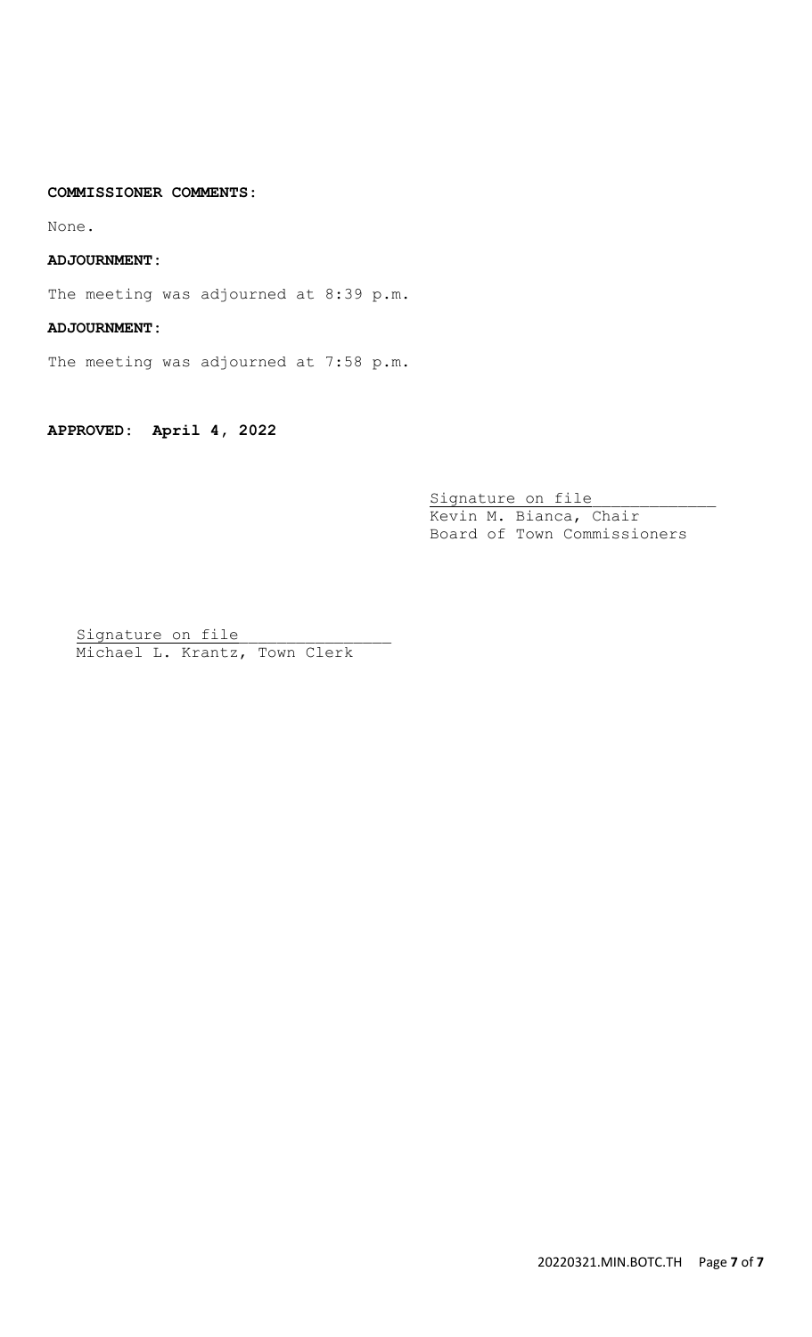**COMMISSIONER COMMENTS:**

None.

**ADJOURNMENT:**

The meeting was adjourned at 8:39 p.m.

**ADJOURNMENT:**

The meeting was adjourned at 7:58 p.m.

**APPROVED: April 4, 2022**

Signature on file
Kevin M. Bianca, Chair
Board of Town Commissioners

Signature on file
Michael L. Krantz, Town Clerk